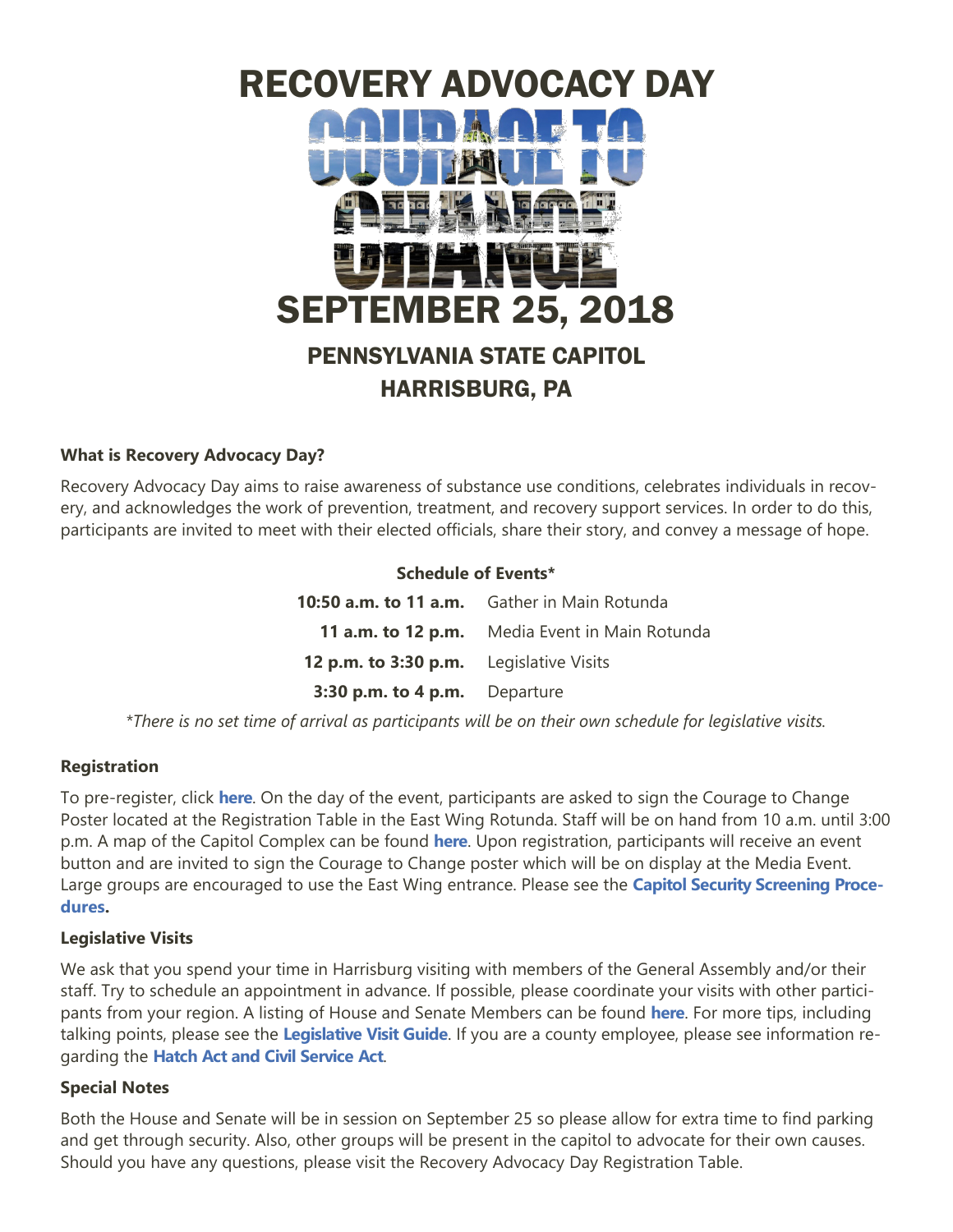# RECOVERY ADVOCACY DAY

# COURAGE TO CHANGE

# SEPTEMBER 25, 2018

## PENNSYLVANIA STATE CAPITOL
## HARRISBURG, PA

**What is Recovery Advocacy Day?**

Recovery Advocacy Day aims to raise awareness of substance use conditions, celebrates individuals in recovery, and acknowledges the work of prevention, treatment, and recovery support services. In order to do this, participants are invited to meet with their elected officials, share their story, and convey a message of hope.

**Schedule of Events***

| | |
|---|---|
| **10:50 a.m. to 11 a.m.** | Gather in Main Rotunda |
| **11 a.m. to 12 p.m.** | Media Event in Main Rotunda |
| **12 p.m. to 3:30 p.m.** | Legislative Visits |
| **3:30 p.m. to 4 p.m.** | Departure |

*\*There is no set time of arrival as participants will be on their own schedule for legislative visits.*

**Registration**

To pre-register, click **here**. On the day of the event, participants are asked to sign the Courage to Change Poster located at the Registration Table in the East Wing Rotunda. Staff will be on hand from 10 a.m. until 3:00 p.m. A map of the Capitol Complex can be found **here**. Upon registration, participants will receive an event button and are invited to sign the Courage to Change poster which will be on display at the Media Event. Large groups are encouraged to use the East Wing entrance. Please see the **Capitol Security Screening Procedures.**

**Legislative Visits**

We ask that you spend your time in Harrisburg visiting with members of the General Assembly and/or their staff. Try to schedule an appointment in advance. If possible, please coordinate your visits with other participants from your region. A listing of House and Senate Members can be found **here**. For more tips, including talking points, please see the **Legislative Visit Guide**. If you are a county employee, please see information regarding the **Hatch Act and Civil Service Act**.

**Special Notes**

Both the House and Senate will be in session on September 25 so please allow for extra time to find parking and get through security. Also, other groups will be present in the capitol to advocate for their own causes. Should you have any questions, please visit the Recovery Advocacy Day Registration Table.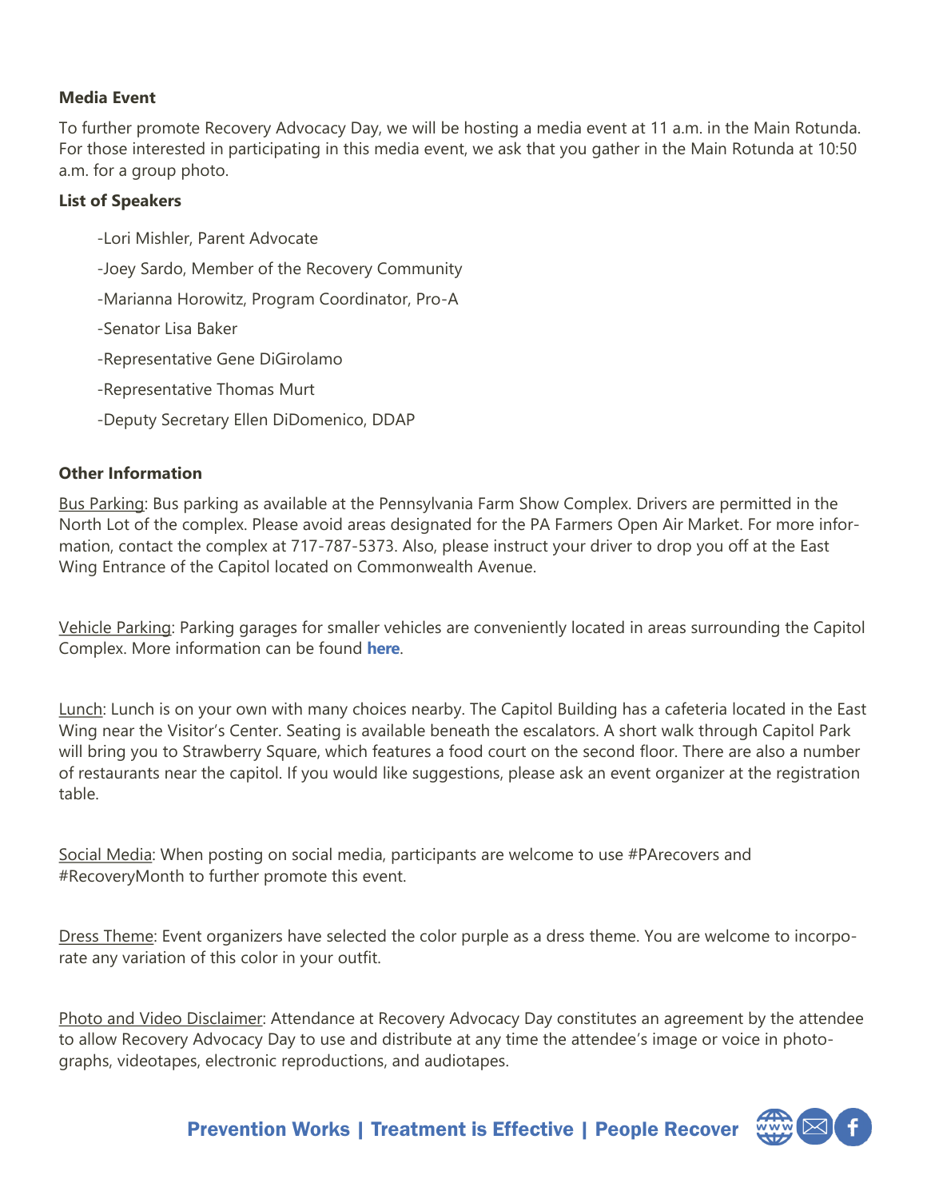**Media Event**

To further promote Recovery Advocacy Day, we will be hosting a media event at 11 a.m. in the Main Rotunda. For those interested in participating in this media event, we ask that you gather in the Main Rotunda at 10:50 a.m. for a group photo.

**List of Speakers**

-Lori Mishler, Parent Advocate

-Joey Sardo, Member of the Recovery Community

-Marianna Horowitz, Program Coordinator, Pro-A

-Senator Lisa Baker

-Representative Gene DiGirolamo

-Representative Thomas Murt

-Deputy Secretary Ellen DiDomenico, DDAP

**Other Information**

Bus Parking: Bus parking as available at the Pennsylvania Farm Show Complex. Drivers are permitted in the North Lot of the complex. Please avoid areas designated for the PA Farmers Open Air Market. For more information, contact the complex at 717-787-5373. Also, please instruct your driver to drop you off at the East Wing Entrance of the Capitol located on Commonwealth Avenue.

Vehicle Parking: Parking garages for smaller vehicles are conveniently located in areas surrounding the Capitol Complex. More information can be found **here**.

Lunch: Lunch is on your own with many choices nearby. The Capitol Building has a cafeteria located in the East Wing near the Visitor's Center. Seating is available beneath the escalators. A short walk through Capitol Park will bring you to Strawberry Square, which features a food court on the second floor. There are also a number of restaurants near the capitol. If you would like suggestions, please ask an event organizer at the registration table.

Social Media: When posting on social media, participants are welcome to use #PArecovers and #RecoveryMonth to further promote this event.

Dress Theme: Event organizers have selected the color purple as a dress theme. You are welcome to incorporate any variation of this color in your outfit.

Photo and Video Disclaimer: Attendance at Recovery Advocacy Day constitutes an agreement by the attendee to allow Recovery Advocacy Day to use and distribute at any time the attendee's image or voice in photographs, videotapes, electronic reproductions, and audiotapes.

**Prevention Works | Treatment is Effective | People Recover**